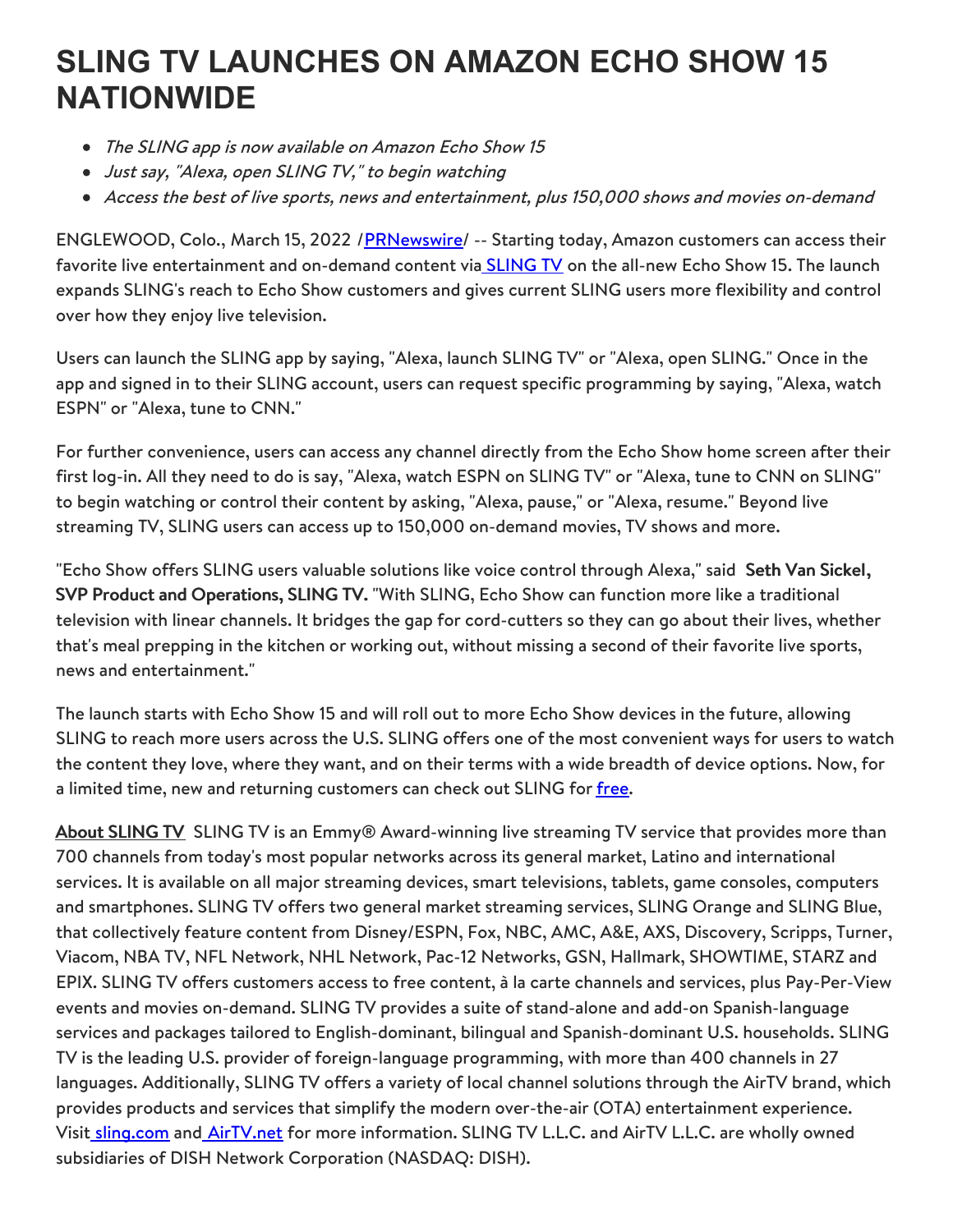# SLING TV LAUNCHES ON AMAZON ECHO SHOW 15 NATIONWIDE

- *The SLING app is now available on Amazon Echo Show 15*
- *Just say, "Alexa, open SLING TV," to begin watching*
- *Access the best of live sports, news and entertainment, plus 150,000 shows and movies on-demand*

ENGLEWOOD, Colo., March 15, 2022 /PRNewswire/ -- Starting today, Amazon customers can access their favorite live entertainment and on-demand content via SLING TV on the all-new Echo Show 15. The launch expands SLING's reach to Echo Show customers and gives current SLING users more flexibility and control over how they enjoy live television.

Users can launch the SLING app by saying, "Alexa, launch SLING TV" or "Alexa, open SLING." Once in the app and signed in to their SLING account, users can request specific programming by saying, "Alexa, watch ESPN" or "Alexa, tune to CNN."

For further convenience, users can access any channel directly from the Echo Show home screen after their first log-in. All they need to do is say, "Alexa, watch ESPN on SLING TV" or "Alexa, tune to CNN on SLING" to begin watching or control their content by asking, "Alexa, pause," or "Alexa, resume." Beyond live streaming TV, SLING users can access up to 150,000 on-demand movies, TV shows and more.

"Echo Show offers SLING users valuable solutions like voice control through Alexa," said **Seth Van Sickel, SVP Product and Operations, SLING TV.** "With SLING, Echo Show can function more like a traditional television with linear channels. It bridges the gap for cord-cutters so they can go about their lives, whether that's meal prepping in the kitchen or working out, without missing a second of their favorite live sports, news and entertainment."

The launch starts with Echo Show 15 and will roll out to more Echo Show devices in the future, allowing SLING to reach more users across the U.S. SLING offers one of the most convenient ways for users to watch the content they love, where they want, and on their terms with a wide breadth of device options. Now, for a limited time, new and returning customers can check out SLING for free.

**About SLING TV** SLING TV is an Emmy® Award-winning live streaming TV service that provides more than 700 channels from today's most popular networks across its general market, Latino and international services. It is available on all major streaming devices, smart televisions, tablets, game consoles, computers and smartphones. SLING TV offers two general market streaming services, SLING Orange and SLING Blue, that collectively feature content from Disney/ESPN, Fox, NBC, AMC, A&E, AXS, Discovery, Scripps, Turner, Viacom, NBA TV, NFL Network, NHL Network, Pac-12 Networks, GSN, Hallmark, SHOWTIME, STARZ and EPIX. SLING TV offers customers access to free content, à la carte channels and services, plus Pay-Per-View events and movies on-demand. SLING TV provides a suite of stand-alone and add-on Spanish-language services and packages tailored to English-dominant, bilingual and Spanish-dominant U.S. households. SLING TV is the leading U.S. provider of foreign-language programming, with more than 400 channels in 27 languages. Additionally, SLING TV offers a variety of local channel solutions through the AirTV brand, which provides products and services that simplify the modern over-the-air (OTA) entertainment experience. Visit sling.com and AirTV.net for more information. SLING TV L.L.C. and AirTV L.L.C. are wholly owned subsidiaries of DISH Network Corporation (NASDAQ: DISH).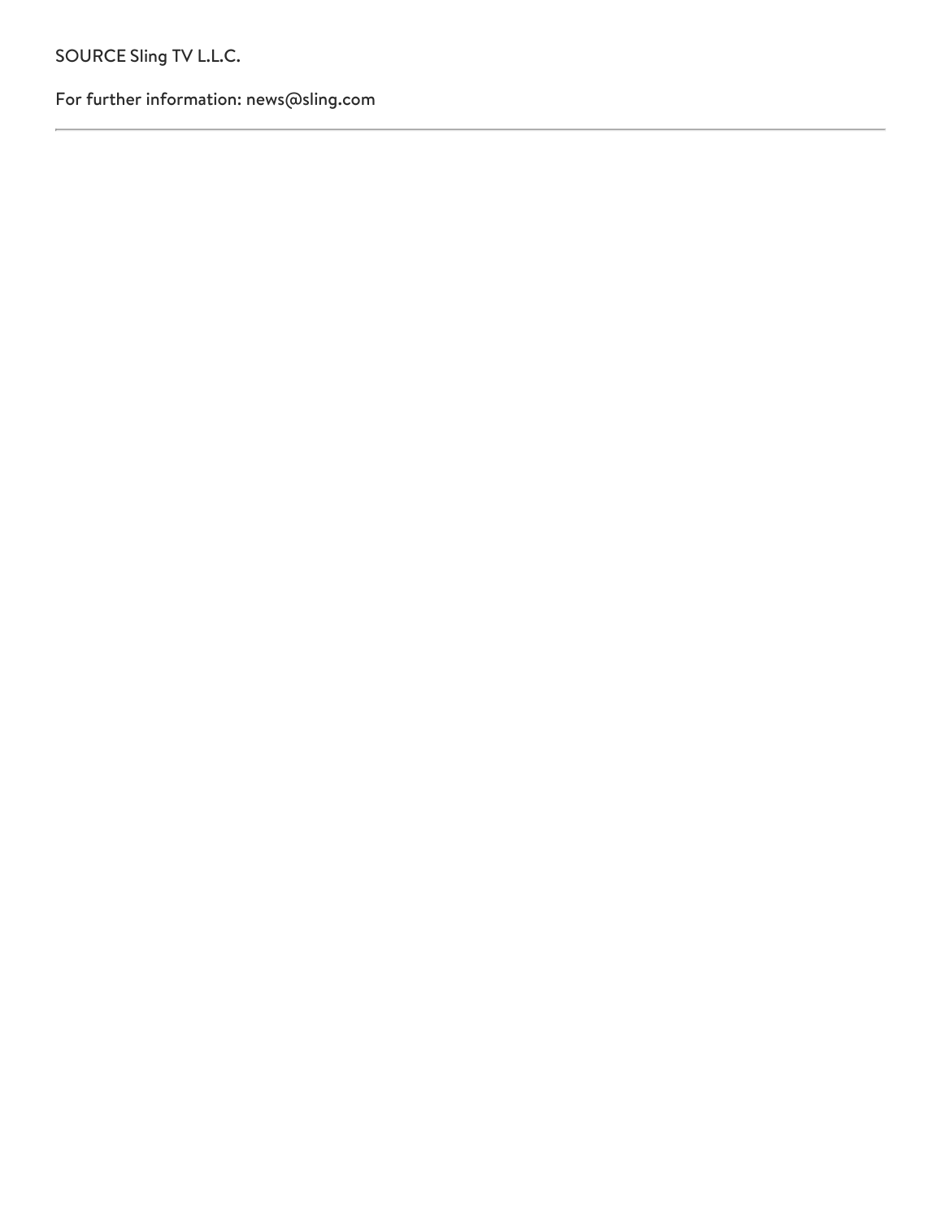SOURCE Sling TV L.L.C.

For further information: news@sling.com

---